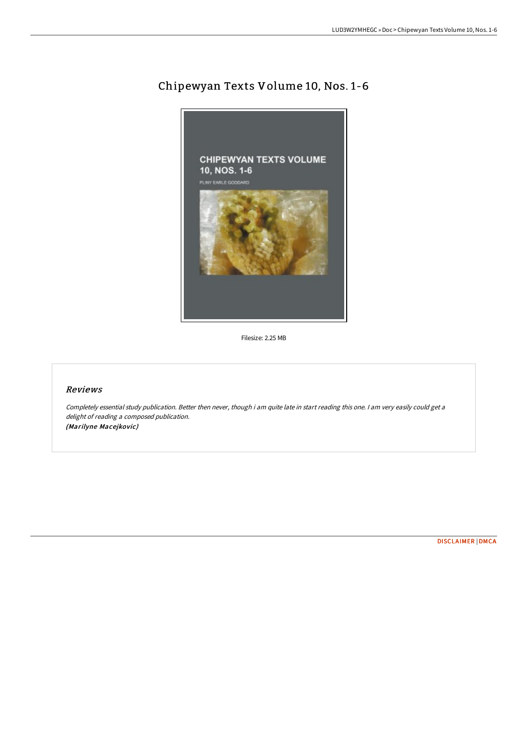# Chipewyan Texts Volume 10, Nos. 1-6

Filesize: 2.25 MB

## Reviews

*Completely essential study publication. Better then never, though i am quite late in start reading this one. I am very easily could get a delight of reading a composed publication.*
***(Marilyne Macejkovic)***

DISCLAIMER | DMCA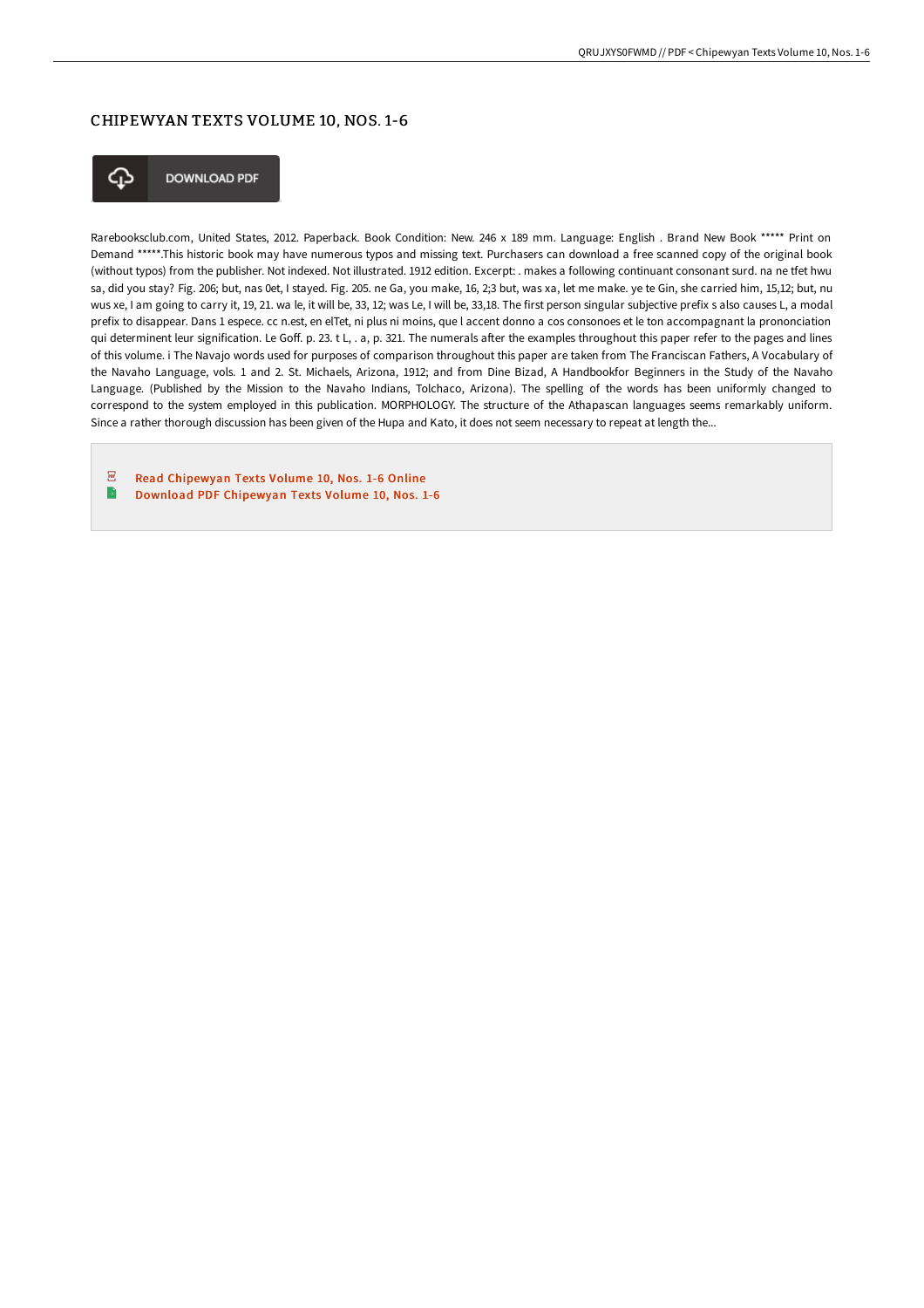# CHIPEWYAN TEXTS VOLUME 10, NOS. 1-6

DOWNLOAD PDF

Rarebooksclub.com, United States, 2012. Paperback. Book Condition: New. 246 x 189 mm. Language: English . Brand New Book ***** Print on Demand *****.This historic book may have numerous typos and missing text. Purchasers can download a free scanned copy of the original book (without typos) from the publisher. Not indexed. Not illustrated. 1912 edition. Excerpt: . makes a following continuant consonant surd. na ne tfet hwu sa, did you stay? Fig. 206; but, nas 0et, I stayed. Fig. 205. ne Ga, you make, 16, 2;3 but, was xa, let me make. ye te Gin, she carried him, 15,12; but, nu wus xe, I am going to carry it, 19, 21. wa le, it will be, 33, 12; was Le, I will be, 33,18. The first person singular subjective prefix s also causes L, a modal prefix to disappear. Dans 1 espece. cc n.est, en elTet, ni plus ni moins, que l accent donno a cos consonoes et le ton accompagnant la prononciation qui determinent leur signification. Le Goff. p. 23. t L, . a, p. 321. The numerals after the examples throughout this paper refer to the pages and lines of this volume. i The Navajo words used for purposes of comparison throughout this paper are taken from The Franciscan Fathers, A Vocabulary of the Navaho Language, vols. 1 and 2. St. Michaels, Arizona, 1912; and from Dine Bizad, A Handbookfor Beginners in the Study of the Navaho Language. (Published by the Mission to the Navaho Indians, Tolchaco, Arizona). The spelling of the words has been uniformly changed to correspond to the system employed in this publication. MORPHOLOGY. The structure of the Athapascan languages seems remarkably uniform. Since a rather thorough discussion has been given of the Hupa and Kato, it does not seem necessary to repeat at length the...

- Read Chipewyan Texts Volume 10, Nos. 1-6 Online
- Download PDF Chipewyan Texts Volume 10, Nos. 1-6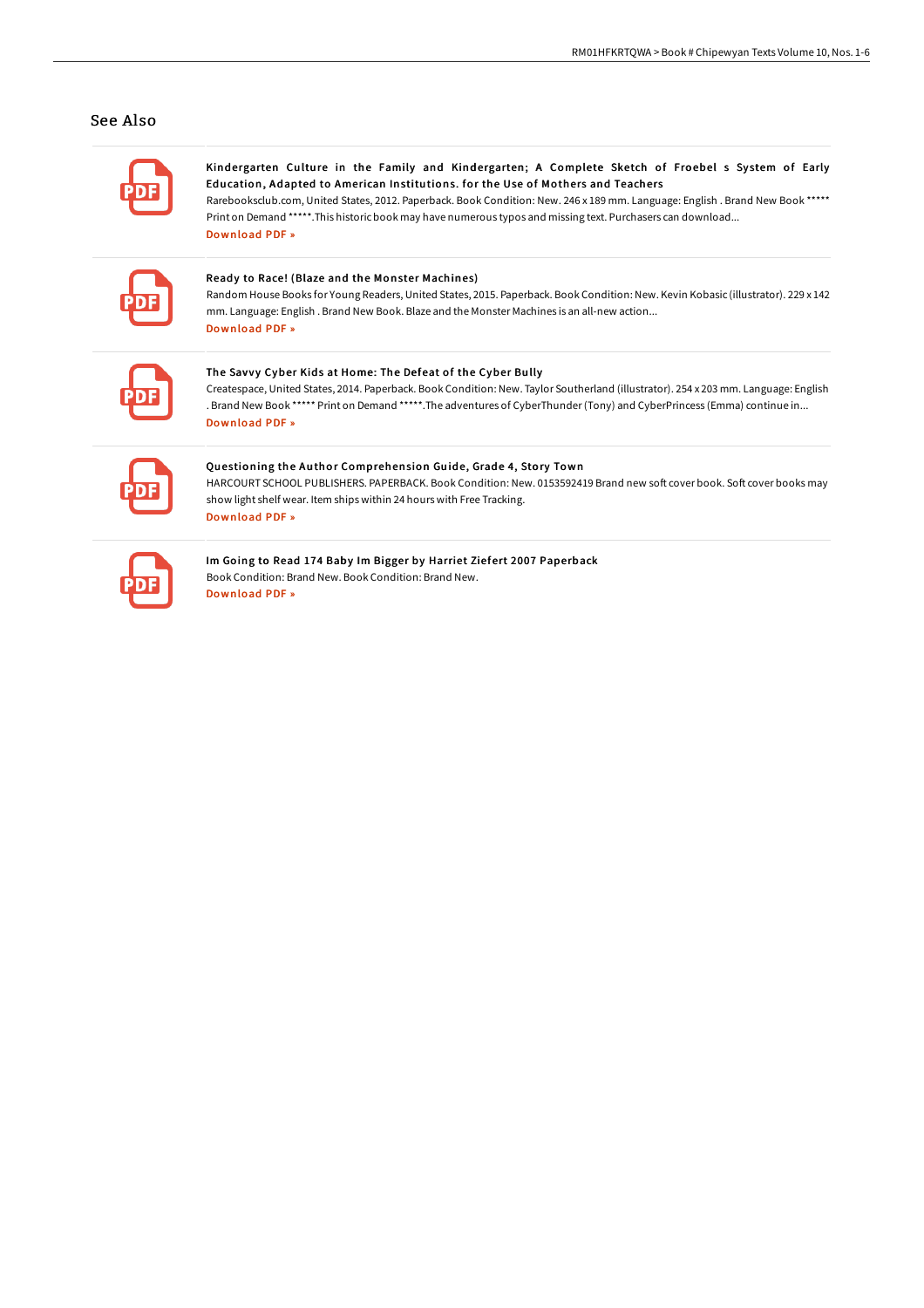## See Also

**Kindergarten Culture in the Family and Kindergarten; A Complete Sketch of Froebel s System of Early Education, Adapted to American Institutions. for the Use of Mothers and Teachers**

Rarebooksclub.com, United States, 2012. Paperback. Book Condition: New. 246 x 189 mm. Language: English . Brand New Book ***** Print on Demand *****.This historic book may have numerous typos and missing text. Purchasers can download...

Download PDF »

**Ready to Race! (Blaze and the Monster Machines)**

Random House Books for Young Readers, United States, 2015. Paperback. Book Condition: New. Kevin Kobasic (illustrator). 229 x 142 mm. Language: English . Brand New Book. Blaze and the Monster Machines is an all-new action...

Download PDF »

**The Savvy Cyber Kids at Home: The Defeat of the Cyber Bully**

Createspace, United States, 2014. Paperback. Book Condition: New. Taylor Southerland (illustrator). 254 x 203 mm. Language: English . Brand New Book ***** Print on Demand *****.The adventures of CyberThunder (Tony) and CyberPrincess (Emma) continue in...

Download PDF »

**Questioning the Author Comprehension Guide, Grade 4, Story Town**

HARCOURT SCHOOL PUBLISHERS. PAPERBACK. Book Condition: New. 0153592419 Brand new soft cover book. Soft cover books may show light shelf wear. Item ships within 24 hours with Free Tracking.

Download PDF »

**Im Going to Read 174 Baby Im Bigger by Harriet Ziefert 2007 Paperback**

Book Condition: Brand New. Book Condition: Brand New.

Download PDF »